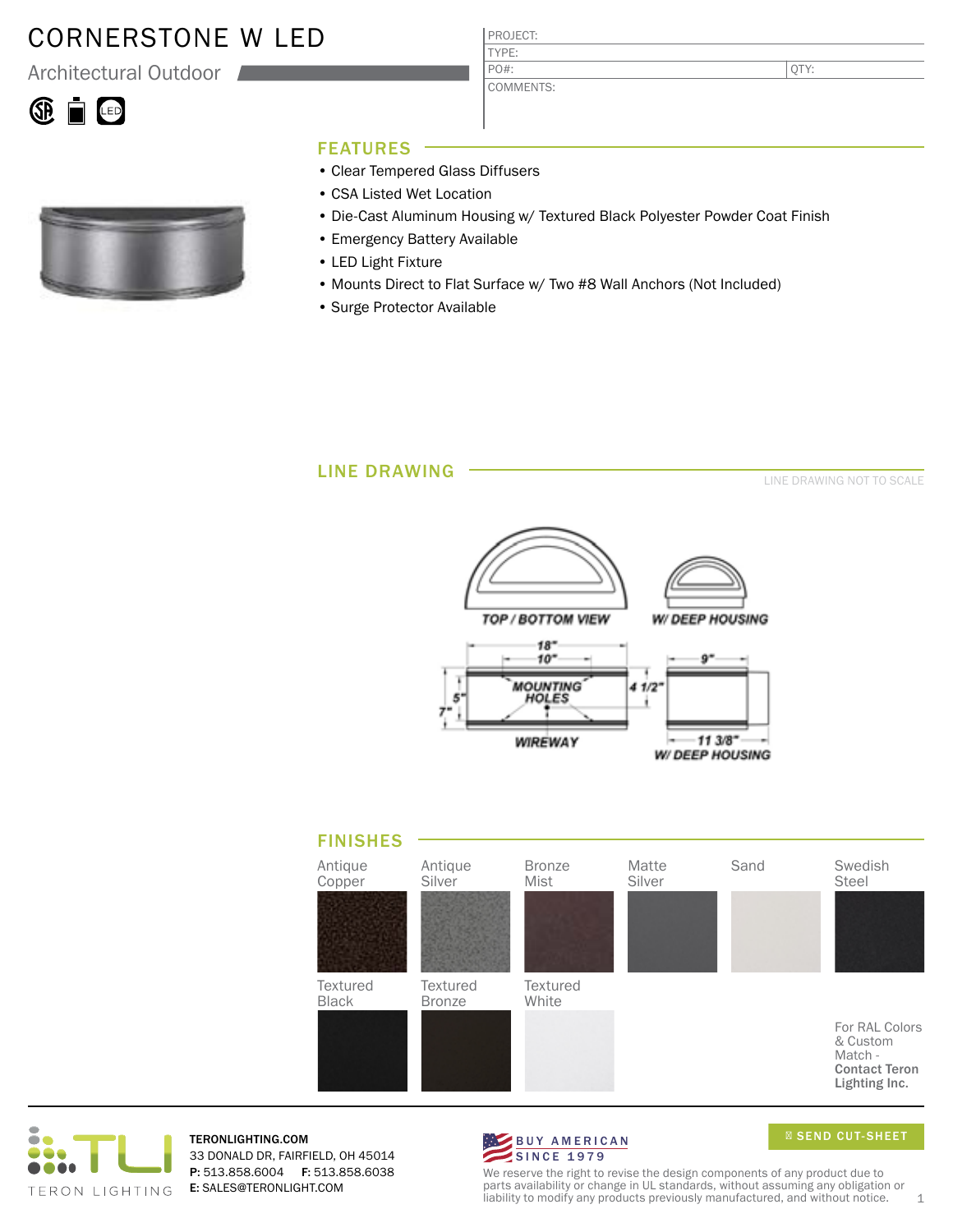# CORNERSTONE W LED

Architectural Outdoor

| PROJECT: | |
|---|---|
| TYPE: | |
| PO#: | QTY: |
| COMMENTS: | |

## FEATURES

- Clear Tempered Glass Diffusers
- CSA Listed Wet Location
- Die-Cast Aluminum Housing w/ Textured Black Polyester Powder Coat Finish
- Emergency Battery Available
- LED Light Fixture
- Mounts Direct to Flat Surface w/ Two #8 Wall Anchors (Not Included)
- Surge Protector Available

## LINE DRAWING

LINE DRAWING NOT TO SCALE

TOP / BOTTOM VIEW

W/ DEEP HOUSING

18"

10"

MOUNTING HOLES

5"

7"

4 1/2"

WIREWAY

9"

11 3/8"

W/ DEEP HOUSING

## FINISHES

Antique Copper

Antique Silver

Bronze Mist

Matte Silver

Sand

Swedish Steel

Textured Black

Textured Bronze

Textured White

For RAL Colors & Custom Match - **Contact Teron Lighting Inc.**

TERON LIGHTING

**TERONLIGHTING.COM**
33 DONALD DR, FAIRFIELD, OH 45014
**P:** 513.858.6004 **F:** 513.858.6038
**E:** SALES@TERONLIGHT.COM

BUY AMERICAN SINCE 1979

SEND CUT-SHEET

We reserve the right to revise the design components of any product due to parts availability or change in UL standards, without assuming any obligation or liability to modify any products previously manufactured, and without notice.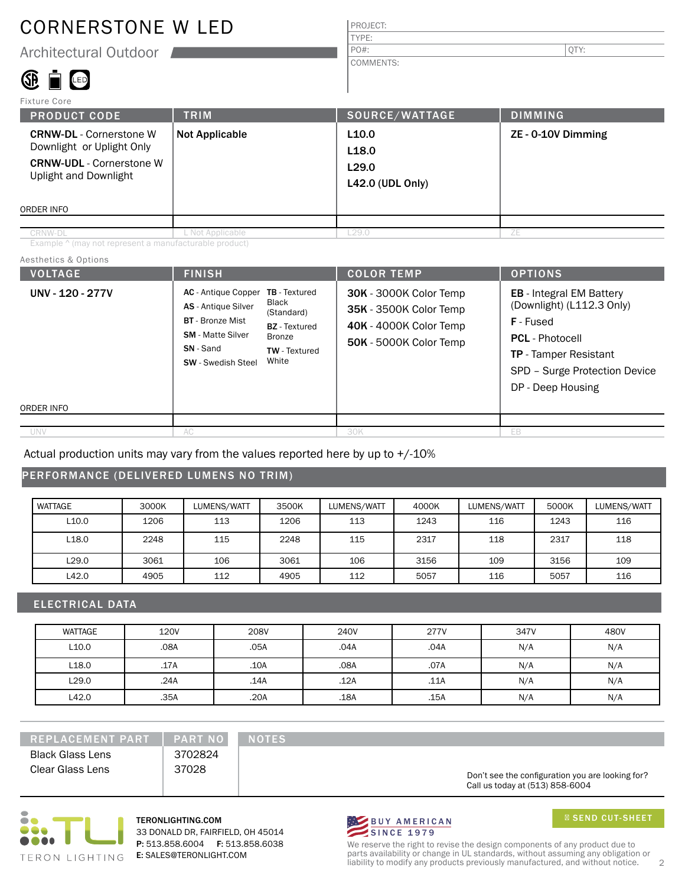# CORNERSTONE W LED

## Architectural Outdoor

| PROJECT: | |
|---|---|
| TYPE: | |
| PO#: | QTY: |
| COMMENTS: | |

Fixture Core

| PRODUCT CODE | TRIM | SOURCE/WATTAGE | DIMMING |
|---|---|---|---|
| **CRNW-DL** - Cornerstone W Downlight or Uplight Only<br>**CRNW-UDL** - Cornerstone W Uplight and Downlight | **Not Applicable** | **L10.0**<br>**L18.0**<br>**L29.0**<br>**L42.0 (UDL Only)** | **ZE - 0-10V Dimming** |
| ORDER INFO | | | |
| CRNW-DL | L Not Applicable | L29.0 | ZE |

Example ^ (may not represent a manufacturable product)

Aesthetics & Options

| VOLTAGE | FINISH | COLOR TEMP | OPTIONS |
|---|---|---|---|
| **UNV - 120 - 277V** | **AC** - Antique Copper<br>**AS** - Antique Silver<br>**BT** - Bronze Mist<br>**SM** - Matte Silver<br>**SN** - Sand<br>**SW** - Swedish Steel<br>**TB** - Textured Black (Standard)<br>**BZ** - Textured Bronze<br>**TW** - Textured White | **30K** - 3000K Color Temp<br>**35K** - 3500K Color Temp<br>**40K** - 4000K Color Temp<br>**50K** - 5000K Color Temp | **EB** - Integral EM Battery (Downlight) (L112.3 Only)<br>**F** - Fused<br>**PCL** - Photocell<br>**TP** - Tamper Resistant<br>SPD – Surge Protection Device<br>DP - Deep Housing |
| ORDER INFO | | | |
| UNV | AC | 30K | EB |

Actual production units may vary from the values reported here by up to +/-10%

## PERFORMANCE (DELIVERED LUMENS NO TRIM)

| WATTAGE | 3000K | LUMENS/WATT | 3500K | LUMENS/WATT | 4000K | LUMENS/WATT | 5000K | LUMENS/WATT |
|---|---|---|---|---|---|---|---|---|
| L10.0 | 1206 | 113 | 1206 | 113 | 1243 | 116 | 1243 | 116 |
| L18.0 | 2248 | 115 | 2248 | 115 | 2317 | 118 | 2317 | 118 |
| L29.0 | 3061 | 106 | 3061 | 106 | 3156 | 109 | 3156 | 109 |
| L42.0 | 4905 | 112 | 4905 | 112 | 5057 | 116 | 5057 | 116 |

## ELECTRICAL DATA

| WATTAGE | 120V | 208V | 240V | 277V | 347V | 480V |
|---|---|---|---|---|---|---|
| L10.0 | .08A | .05A | .04A | .04A | N/A | N/A |
| L18.0 | .17A | .10A | .08A | .07A | N/A | N/A |
| L29.0 | .24A | .14A | .12A | .11A | N/A | N/A |
| L42.0 | .35A | .20A | .18A | .15A | N/A | N/A |

| REPLACEMENT PART | PART NO | NOTES |
|---|---|---|
| Black Glass Lens | 3702824 | |
| Clear Glass Lens | 37028 | |

Don't see the configuration you are looking for?
Call us today at (513) 858-6004

TERON LIGHTING

TERONLIGHTING.COM
33 DONALD DR, FAIRFIELD, OH 45014
**P:** 513.858.6004 **F:** 513.858.6038
**E:** SALES@TERONLIGHT.COM

BUY AMERICAN SINCE 1979

SEND CUT-SHEET

We reserve the right to revise the design components of any product due to parts availability or change in UL standards, without assuming any obligation or liability to modify any products previously manufactured, and without notice.